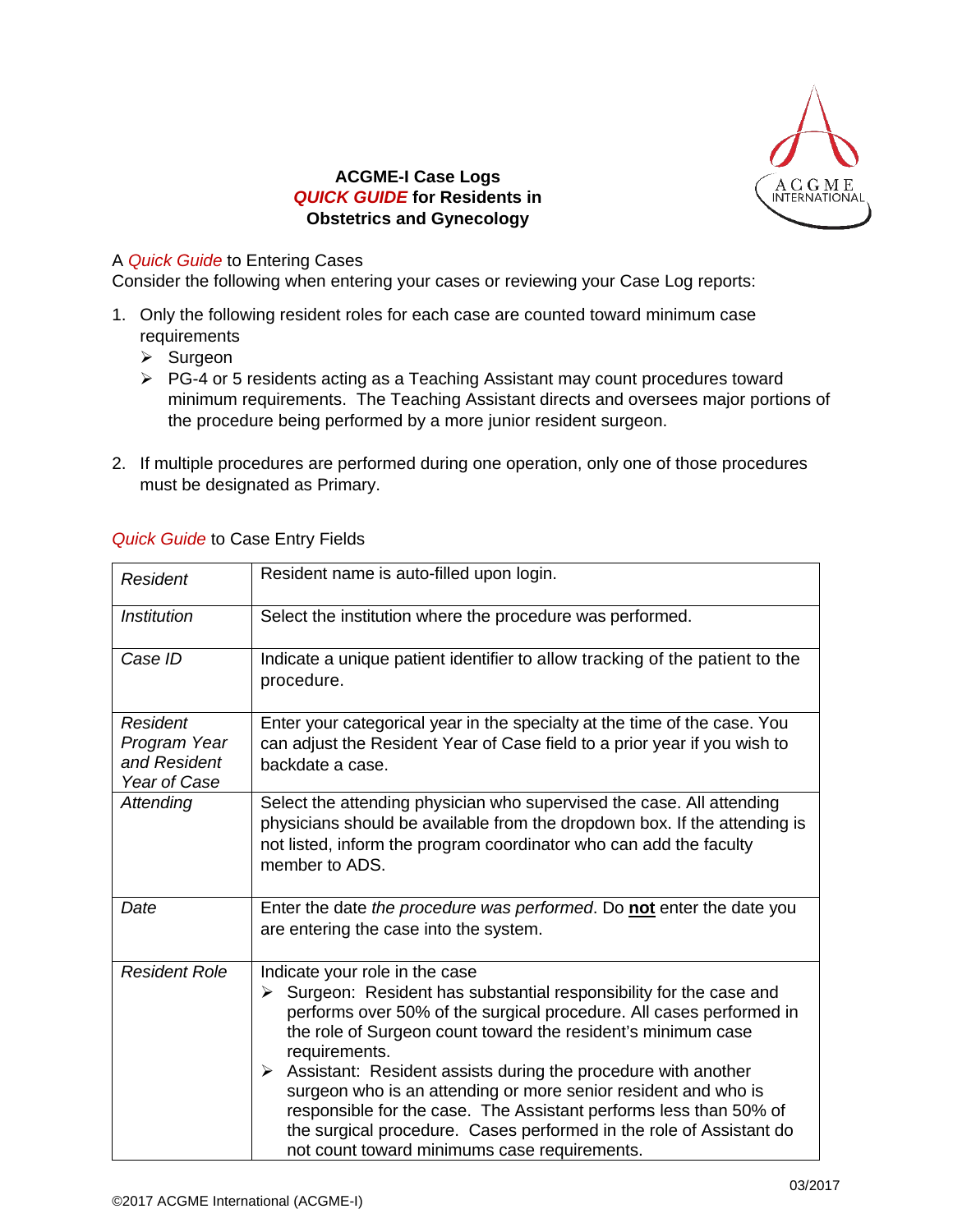# ACGME-I Case Logs
# *QUICK GUIDE* for Residents in Obstetrics and Gynecology

A *Quick Guide* to Entering Cases

Consider the following when entering your cases or reviewing your Case Log reports:

1. Only the following resident roles for each case are counted toward minimum case requirements
   - Surgeon
   - PG-4 or 5 residents acting as a Teaching Assistant may count procedures toward minimum requirements. The Teaching Assistant directs and oversees major portions of the procedure being performed by a more junior resident surgeon.

2. If multiple procedures are performed during one operation, only one of those procedures must be designated as Primary.

*Quick Guide* to Case Entry Fields

| | |
|---|---|
| *Resident* | Resident name is auto-filled upon login. |
| *Institution* | Select the institution where the procedure was performed. |
| *Case ID* | Indicate a unique patient identifier to allow tracking of the patient to the procedure. |
| *Resident Program Year and Resident Year of Case* | Enter your categorical year in the specialty at the time of the case. You can adjust the Resident Year of Case field to a prior year if you wish to backdate a case. |
| *Attending* | Select the attending physician who supervised the case. All attending physicians should be available from the dropdown box. If the attending is not listed, inform the program coordinator who can add the faculty member to ADS. |
| *Date* | Enter the date *the procedure was performed*. Do **not** enter the date you are entering the case into the system. |
| *Resident Role* | Indicate your role in the case<br>➢ Surgeon: Resident has substantial responsibility for the case and performs over 50% of the surgical procedure. All cases performed in the role of Surgeon count toward the resident's minimum case requirements.<br>➢ Assistant: Resident assists during the procedure with another surgeon who is an attending or more senior resident and who is responsible for the case. The Assistant performs less than 50% of the surgical procedure. Cases performed in the role of Assistant do not count toward minimums case requirements. |

03/2017

©2017 ACGME International (ACGME-I)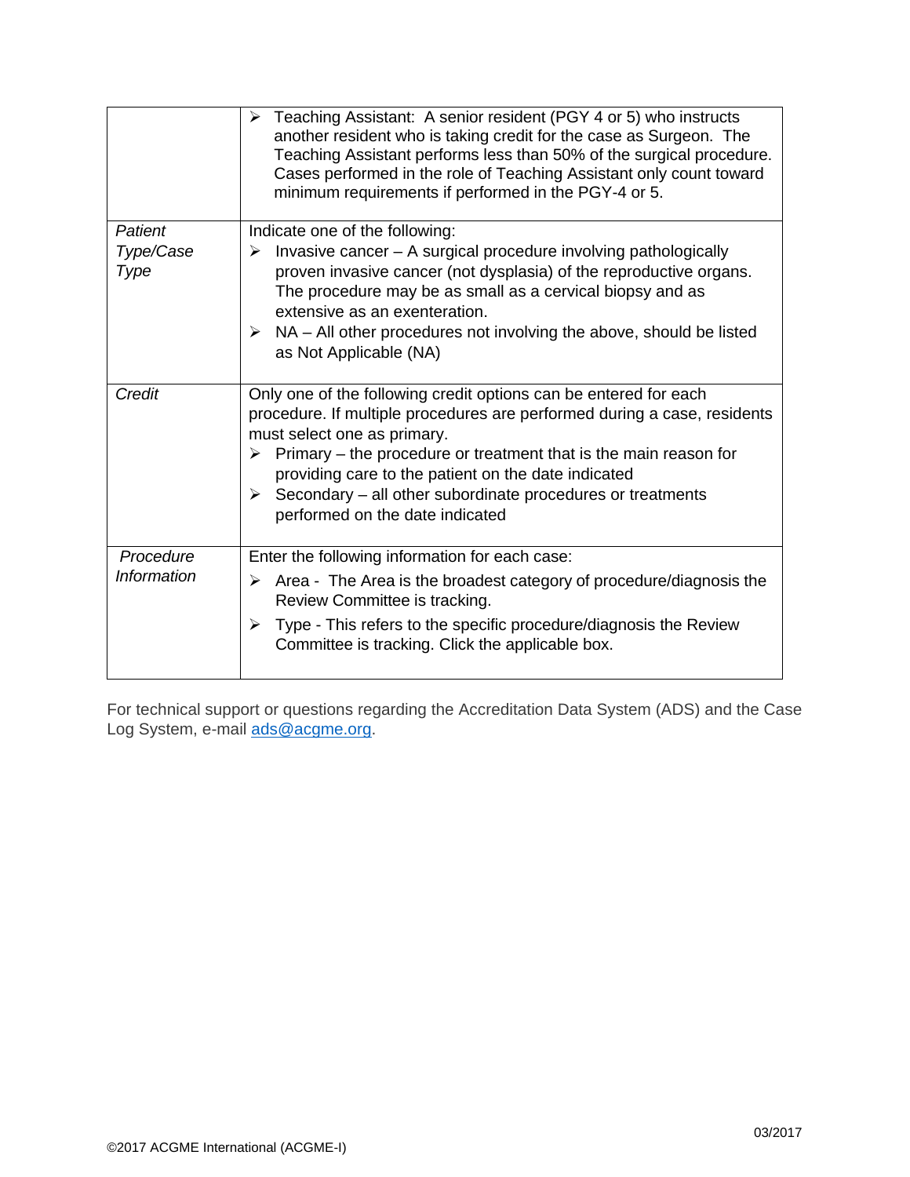| | |
|---|---|
| | ➢ Teaching Assistant: A senior resident (PGY 4 or 5) who instructs another resident who is taking credit for the case as Surgeon. The Teaching Assistant performs less than 50% of the surgical procedure. Cases performed in the role of Teaching Assistant only count toward minimum requirements if performed in the PGY-4 or 5. |
| *Patient Type/Case Type* | Indicate one of the following:<br>➢ Invasive cancer – A surgical procedure involving pathologically proven invasive cancer (not dysplasia) of the reproductive organs. The procedure may be as small as a cervical biopsy and as extensive as an exenteration.<br>➢ NA – All other procedures not involving the above, should be listed as Not Applicable (NA) |
| *Credit* | Only one of the following credit options can be entered for each procedure. If multiple procedures are performed during a case, residents must select one as primary.<br>➢ Primary – the procedure or treatment that is the main reason for providing care to the patient on the date indicated<br>➢ Secondary – all other subordinate procedures or treatments performed on the date indicated |
| *Procedure Information* | Enter the following information for each case:<br>➢ Area - The Area is the broadest category of procedure/diagnosis the Review Committee is tracking.<br>➢ Type - This refers to the specific procedure/diagnosis the Review Committee is tracking. Click the applicable box. |

For technical support or questions regarding the Accreditation Data System (ADS) and the Case Log System, e-mail [ads@acgme.org](mailto:ads@acgme.org).

03/2017

©2017 ACGME International (ACGME-I)